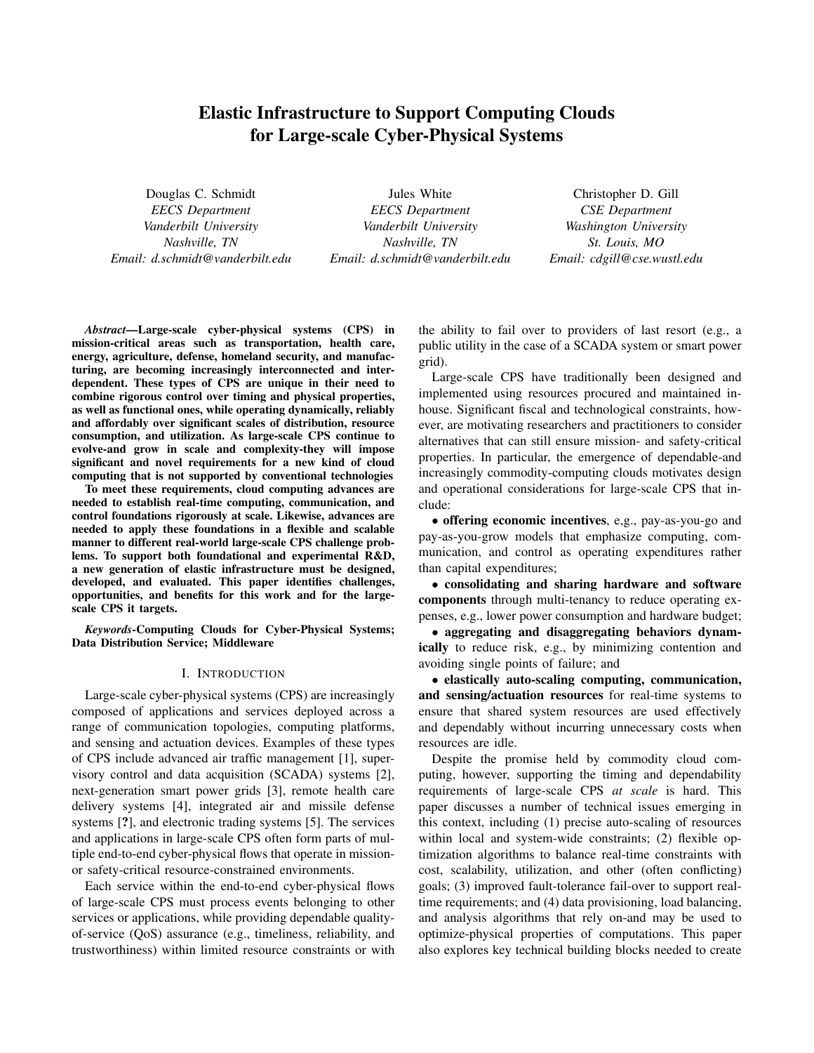# Elastic Infrastructure to Support Computing Clouds for Large-scale Cyber-Physical Systems

Douglas C. Schmidt
*EECS Department*
*Vanderbilt University*
*Nashville, TN*
*Email: d.schmidt@vanderbilt.edu*

Jules White
*EECS Department*
*Vanderbilt University*
*Nashville, TN*
*Email: d.schmidt@vanderbilt.edu*

Christopher D. Gill
*CSE Department*
*Washington University*
*St. Louis, MO*
*Email: cdgill@cse.wustl.edu*

***Abstract*—Large-scale cyber-physical systems (CPS) in mission-critical areas such as transportation, health care, energy, agriculture, defense, homeland security, and manufacturing, are becoming increasingly interconnected and interdependent. These types of CPS are unique in their need to combine rigorous control over timing and physical properties, as well as functional ones, while operating dynamically, reliably and affordably over significant scales of distribution, resource consumption, and utilization. As large-scale CPS continue to evolve-and grow in scale and complexity-they will impose significant and novel requirements for a new kind of cloud computing that is not supported by conventional technologies**

**To meet these requirements, cloud computing advances are needed to establish real-time computing, communication, and control foundations rigorously at scale. Likewise, advances are needed to apply these foundations in a flexible and scalable manner to different real-world large-scale CPS challenge problems. To support both foundational and experimental R&D, a new generation of elastic infrastructure must be designed, developed, and evaluated. This paper identifies challenges, opportunities, and benefits for this work and for the large-scale CPS it targets.**

***Keywords*-Computing Clouds for Cyber-Physical Systems; Data Distribution Service; Middleware**

## I. Introduction

Large-scale cyber-physical systems (CPS) are increasingly composed of applications and services deployed across a range of communication topologies, computing platforms, and sensing and actuation devices. Examples of these types of CPS include advanced air traffic management [1], supervisory control and data acquisition (SCADA) systems [2], next-generation smart power grids [3], remote health care delivery systems [4], integrated air and missile defense systems [?], and electronic trading systems [5]. The services and applications in large-scale CPS often form parts of multiple end-to-end cyber-physical flows that operate in mission- or safety-critical resource-constrained environments.

Each service within the end-to-end cyber-physical flows of large-scale CPS must process events belonging to other services or applications, while providing dependable quality-of-service (QoS) assurance (e.g., timeliness, reliability, and trustworthiness) within limited resource constraints or with the ability to fail over to providers of last resort (e.g., a public utility in the case of a SCADA system or smart power grid).

Large-scale CPS have traditionally been designed and implemented using resources procured and maintained inhouse. Significant fiscal and technological constraints, however, are motivating researchers and practitioners to consider alternatives that can still ensure mission- and safety-critical properties. In particular, the emergence of dependable-and increasingly commodity-computing clouds motivates design and operational considerations for large-scale CPS that include:

- **offering economic incentives**, e,g., pay-as-you-go and pay-as-you-grow models that emphasize computing, communication, and control as operating expenditures rather than capital expenditures;
- **consolidating and sharing hardware and software components** through multi-tenancy to reduce operating expenses, e.g., lower power consumption and hardware budget;
- **aggregating and disaggregating behaviors dynamically** to reduce risk, e.g., by minimizing contention and avoiding single points of failure; and
- **elastically auto-scaling computing, communication, and sensing/actuation resources** for real-time systems to ensure that shared system resources are used effectively and dependably without incurring unnecessary costs when resources are idle.

Despite the promise held by commodity cloud computing, however, supporting the timing and dependability requirements of large-scale CPS *at scale* is hard. This paper discusses a number of technical issues emerging in this context, including (1) precise auto-scaling of resources within local and system-wide constraints; (2) flexible optimization algorithms to balance real-time constraints with cost, scalability, utilization, and other (often conflicting) goals; (3) improved fault-tolerance fail-over to support real-time requirements; and (4) data provisioning, load balancing, and analysis algorithms that rely on-and may be used to optimize-physical properties of computations. This paper also explores key technical building blocks needed to create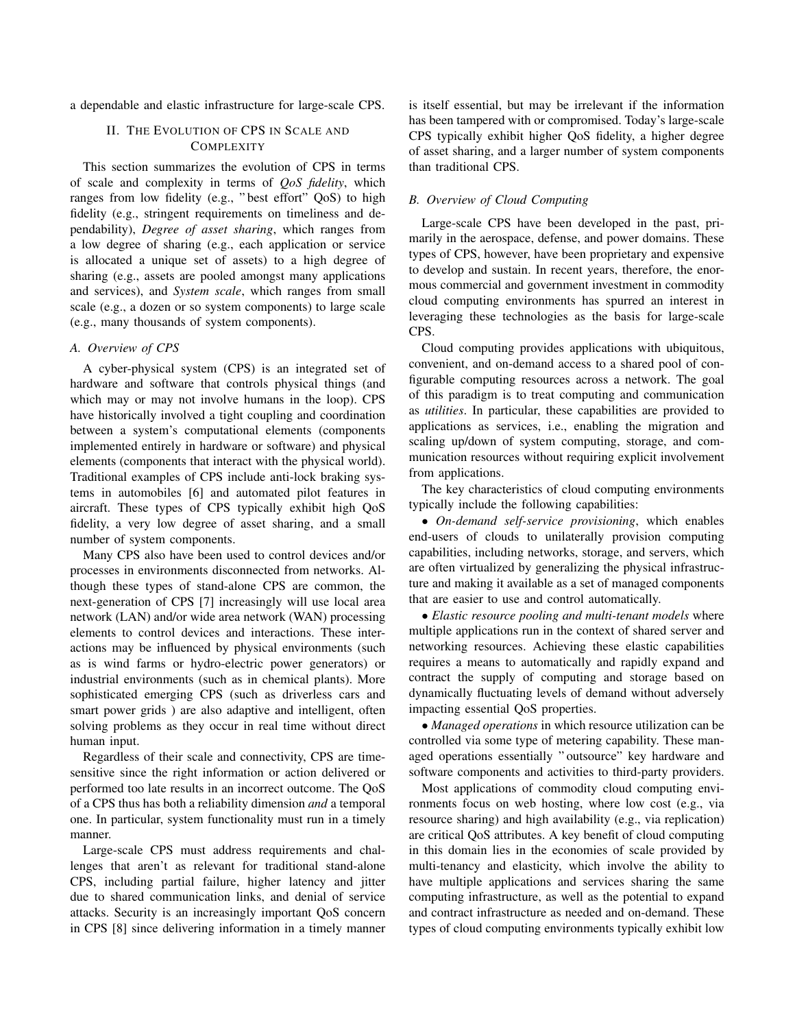a dependable and elastic infrastructure for large-scale CPS.

## II. The Evolution of CPS in Scale and Complexity

This section summarizes the evolution of CPS in terms of scale and complexity in terms of *QoS fidelity*, which ranges from low fidelity (e.g., "best effort" QoS) to high fidelity (e.g., stringent requirements on timeliness and dependability), *Degree of asset sharing*, which ranges from a low degree of sharing (e.g., each application or service is allocated a unique set of assets) to a high degree of sharing (e.g., assets are pooled amongst many applications and services), and *System scale*, which ranges from small scale (e.g., a dozen or so system components) to large scale (e.g., many thousands of system components).

### A. Overview of CPS

A cyber-physical system (CPS) is an integrated set of hardware and software that controls physical things (and which may or may not involve humans in the loop). CPS have historically involved a tight coupling and coordination between a system's computational elements (components implemented entirely in hardware or software) and physical elements (components that interact with the physical world). Traditional examples of CPS include anti-lock braking systems in automobiles [6] and automated pilot features in aircraft. These types of CPS typically exhibit high QoS fidelity, a very low degree of asset sharing, and a small number of system components.

Many CPS also have been used to control devices and/or processes in environments disconnected from networks. Although these types of stand-alone CPS are common, the next-generation of CPS [7] increasingly will use local area network (LAN) and/or wide area network (WAN) processing elements to control devices and interactions. These interactions may be influenced by physical environments (such as is wind farms or hydro-electric power generators) or industrial environments (such as in chemical plants). More sophisticated emerging CPS (such as driverless cars and smart power grids ) are also adaptive and intelligent, often solving problems as they occur in real time without direct human input.

Regardless of their scale and connectivity, CPS are time-sensitive since the right information or action delivered or performed too late results in an incorrect outcome. The QoS of a CPS thus has both a reliability dimension *and* a temporal one. In particular, system functionality must run in a timely manner.

Large-scale CPS must address requirements and challenges that aren't as relevant for traditional stand-alone CPS, including partial failure, higher latency and jitter due to shared communication links, and denial of service attacks. Security is an increasingly important QoS concern in CPS [8] since delivering information in a timely manner is itself essential, but may be irrelevant if the information has been tampered with or compromised. Today's large-scale CPS typically exhibit higher QoS fidelity, a higher degree of asset sharing, and a larger number of system components than traditional CPS.

### B. Overview of Cloud Computing

Large-scale CPS have been developed in the past, primarily in the aerospace, defense, and power domains. These types of CPS, however, have been proprietary and expensive to develop and sustain. In recent years, therefore, the enormous commercial and government investment in commodity cloud computing environments has spurred an interest in leveraging these technologies as the basis for large-scale CPS.

Cloud computing provides applications with ubiquitous, convenient, and on-demand access to a shared pool of configurable computing resources across a network. The goal of this paradigm is to treat computing and communication as *utilities*. In particular, these capabilities are provided to applications as services, i.e., enabling the migration and scaling up/down of system computing, storage, and communication resources without requiring explicit involvement from applications.

The key characteristics of cloud computing environments typically include the following capabilities:

- *On-demand self-service provisioning*, which enables end-users of clouds to unilaterally provision computing capabilities, including networks, storage, and servers, which are often virtualized by generalizing the physical infrastructure and making it available as a set of managed components that are easier to use and control automatically.
- *Elastic resource pooling and multi-tenant models* where multiple applications run in the context of shared server and networking resources. Achieving these elastic capabilities requires a means to automatically and rapidly expand and contract the supply of computing and storage based on dynamically fluctuating levels of demand without adversely impacting essential QoS properties.
- *Managed operations* in which resource utilization can be controlled via some type of metering capability. These managed operations essentially "outsource" key hardware and software components and activities to third-party providers.

Most applications of commodity cloud computing environments focus on web hosting, where low cost (e.g., via resource sharing) and high availability (e.g., via replication) are critical QoS attributes. A key benefit of cloud computing in this domain lies in the economies of scale provided by multi-tenancy and elasticity, which involve the ability to have multiple applications and services sharing the same computing infrastructure, as well as the potential to expand and contract infrastructure as needed and on-demand. These types of cloud computing environments typically exhibit low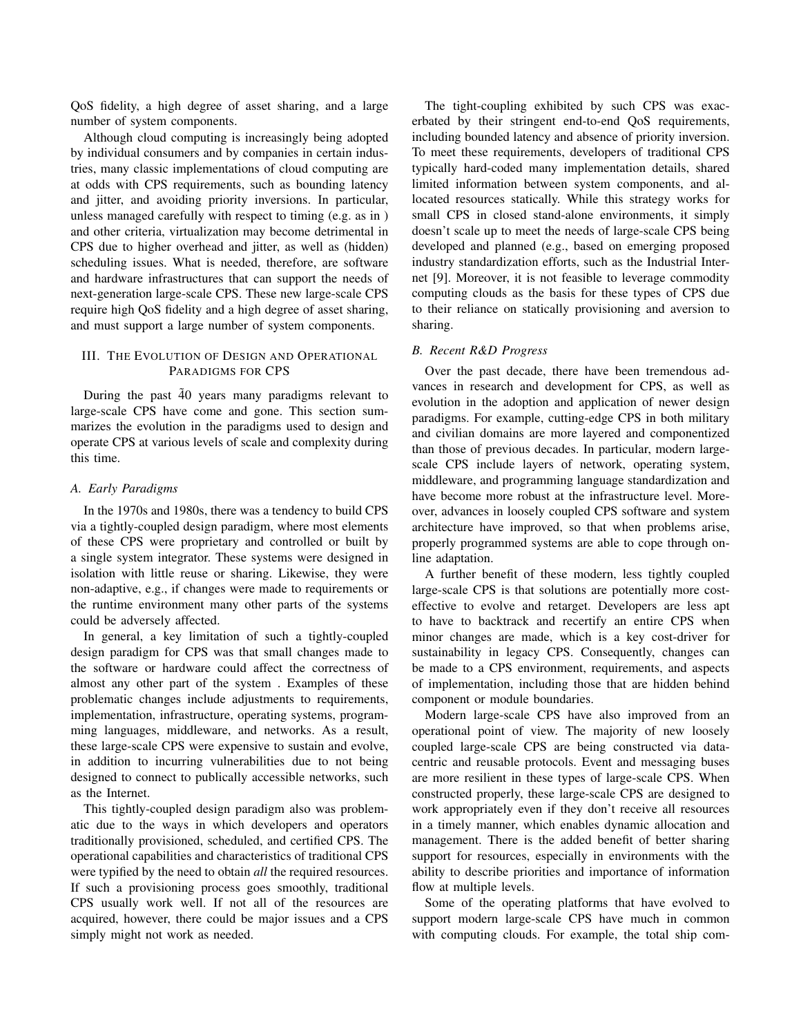QoS fidelity, a high degree of asset sharing, and a large number of system components.

Although cloud computing is increasingly being adopted by individual consumers and by companies in certain industries, many classic implementations of cloud computing are at odds with CPS requirements, such as bounding latency and jitter, and avoiding priority inversions. In particular, unless managed carefully with respect to timing (e.g. as in ) and other criteria, virtualization may become detrimental in CPS due to higher overhead and jitter, as well as (hidden) scheduling issues. What is needed, therefore, are software and hardware infrastructures that can support the needs of next-generation large-scale CPS. These new large-scale CPS require high QoS fidelity and a high degree of asset sharing, and must support a large number of system components.

## III. The Evolution of Design and Operational Paradigms for CPS

During the past $\tilde{4}0$ years many paradigms relevant to large-scale CPS have come and gone. This section summarizes the evolution in the paradigms used to design and operate CPS at various levels of scale and complexity during this time.

### A. Early Paradigms

In the 1970s and 1980s, there was a tendency to build CPS via a tightly-coupled design paradigm, where most elements of these CPS were proprietary and controlled or built by a single system integrator. These systems were designed in isolation with little reuse or sharing. Likewise, they were non-adaptive, e.g., if changes were made to requirements or the runtime environment many other parts of the systems could be adversely affected.

In general, a key limitation of such a tightly-coupled design paradigm for CPS was that small changes made to the software or hardware could affect the correctness of almost any other part of the system . Examples of these problematic changes include adjustments to requirements, implementation, infrastructure, operating systems, programming languages, middleware, and networks. As a result, these large-scale CPS were expensive to sustain and evolve, in addition to incurring vulnerabilities due to not being designed to connect to publically accessible networks, such as the Internet.

This tightly-coupled design paradigm also was problematic due to the ways in which developers and operators traditionally provisioned, scheduled, and certified CPS. The operational capabilities and characteristics of traditional CPS were typified by the need to obtain *all* the required resources. If such a provisioning process goes smoothly, traditional CPS usually work well. If not all of the resources are acquired, however, there could be major issues and a CPS simply might not work as needed.

The tight-coupling exhibited by such CPS was exacerbated by their stringent end-to-end QoS requirements, including bounded latency and absence of priority inversion. To meet these requirements, developers of traditional CPS typically hard-coded many implementation details, shared limited information between system components, and allocated resources statically. While this strategy works for small CPS in closed stand-alone environments, it simply doesn't scale up to meet the needs of large-scale CPS being developed and planned (e.g., based on emerging proposed industry standardization efforts, such as the Industrial Internet [9]. Moreover, it is not feasible to leverage commodity computing clouds as the basis for these types of CPS due to their reliance on statically provisioning and aversion to sharing.

### B. Recent R&D Progress

Over the past decade, there have been tremendous advances in research and development for CPS, as well as evolution in the adoption and application of newer design paradigms. For example, cutting-edge CPS in both military and civilian domains are more layered and componentized than those of previous decades. In particular, modern large-scale CPS include layers of network, operating system, middleware, and programming language standardization and have become more robust at the infrastructure level. Moreover, advances in loosely coupled CPS software and system architecture have improved, so that when problems arise, properly programmed systems are able to cope through online adaptation.

A further benefit of these modern, less tightly coupled large-scale CPS is that solutions are potentially more cost-effective to evolve and retarget. Developers are less apt to have to backtrack and recertify an entire CPS when minor changes are made, which is a key cost-driver for sustainability in legacy CPS. Consequently, changes can be made to a CPS environment, requirements, and aspects of implementation, including those that are hidden behind component or module boundaries.

Modern large-scale CPS have also improved from an operational point of view. The majority of new loosely coupled large-scale CPS are being constructed via data-centric and reusable protocols. Event and messaging buses are more resilient in these types of large-scale CPS. When constructed properly, these large-scale CPS are designed to work appropriately even if they don't receive all resources in a timely manner, which enables dynamic allocation and management. There is the added benefit of better sharing support for resources, especially in environments with the ability to describe priorities and importance of information flow at multiple levels.

Some of the operating platforms that have evolved to support modern large-scale CPS have much in common with computing clouds. For example, the total ship com-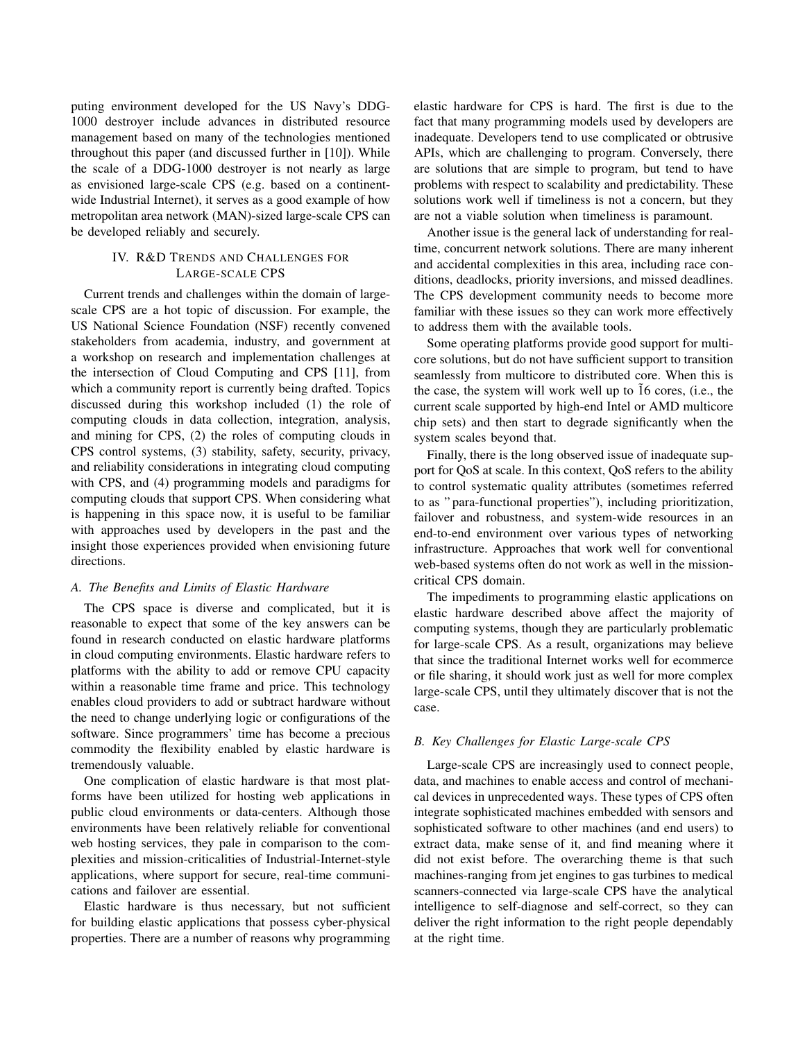puting environment developed for the US Navy's DDG-1000 destroyer include advances in distributed resource management based on many of the technologies mentioned throughout this paper (and discussed further in [10]). While the scale of a DDG-1000 destroyer is not nearly as large as envisioned large-scale CPS (e.g. based on a continent-wide Industrial Internet), it serves as a good example of how metropolitan area network (MAN)-sized large-scale CPS can be developed reliably and securely.

## IV. R&D Trends and Challenges for Large-scale CPS

Current trends and challenges within the domain of large-scale CPS are a hot topic of discussion. For example, the US National Science Foundation (NSF) recently convened stakeholders from academia, industry, and government at a workshop on research and implementation challenges at the intersection of Cloud Computing and CPS [11], from which a community report is currently being drafted. Topics discussed during this workshop included (1) the role of computing clouds in data collection, integration, analysis, and mining for CPS, (2) the roles of computing clouds in CPS control systems, (3) stability, safety, security, privacy, and reliability considerations in integrating cloud computing with CPS, and (4) programming models and paradigms for computing clouds that support CPS. When considering what is happening in this space now, it is useful to be familiar with approaches used by developers in the past and the insight those experiences provided when envisioning future directions.

### *A. The Benefits and Limits of Elastic Hardware*

The CPS space is diverse and complicated, but it is reasonable to expect that some of the key answers can be found in research conducted on elastic hardware platforms in cloud computing environments. Elastic hardware refers to platforms with the ability to add or remove CPU capacity within a reasonable time frame and price. This technology enables cloud providers to add or subtract hardware without the need to change underlying logic or configurations of the software. Since programmers' time has become a precious commodity the flexibility enabled by elastic hardware is tremendously valuable.

One complication of elastic hardware is that most platforms have been utilized for hosting web applications in public cloud environments or data-centers. Although those environments have been relatively reliable for conventional web hosting services, they pale in comparison to the complexities and mission-criticalities of Industrial-Internet-style applications, where support for secure, real-time communications and failover are essential.

Elastic hardware is thus necessary, but not sufficient for building elastic applications that possess cyber-physical properties. There are a number of reasons why programming elastic hardware for CPS is hard. The first is due to the fact that many programming models used by developers are inadequate. Developers tend to use complicated or obtrusive APIs, which are challenging to program. Conversely, there are solutions that are simple to program, but tend to have problems with respect to scalability and predictability. These solutions work well if timeliness is not a concern, but they are not a viable solution when timeliness is paramount.

Another issue is the general lack of understanding for real-time, concurrent network solutions. There are many inherent and accidental complexities in this area, including race conditions, deadlocks, priority inversions, and missed deadlines. The CPS development community needs to become more familiar with these issues so they can work more effectively to address them with the available tools.

Some operating platforms provide good support for multi-core solutions, but do not have sufficient support to transition seamlessly from multicore to distributed core. When this is the case, the system will work well up to ~16 cores, (i.e., the current scale supported by high-end Intel or AMD multicore chip sets) and then start to degrade significantly when the system scales beyond that.

Finally, there is the long observed issue of inadequate support for QoS at scale. In this context, QoS refers to the ability to control systematic quality attributes (sometimes referred to as "para-functional properties"), including prioritization, failover and robustness, and system-wide resources in an end-to-end environment over various types of networking infrastructure. Approaches that work well for conventional web-based systems often do not work as well in the mission-critical CPS domain.

The impediments to programming elastic applications on elastic hardware described above affect the majority of computing systems, though they are particularly problematic for large-scale CPS. As a result, organizations may believe that since the traditional Internet works well for ecommerce or file sharing, it should work just as well for more complex large-scale CPS, until they ultimately discover that is not the case.

### *B. Key Challenges for Elastic Large-scale CPS*

Large-scale CPS are increasingly used to connect people, data, and machines to enable access and control of mechanical devices in unprecedented ways. These types of CPS often integrate sophisticated machines embedded with sensors and sophisticated software to other machines (and end users) to extract data, make sense of it, and find meaning where it did not exist before. The overarching theme is that such machines-ranging from jet engines to gas turbines to medical scanners-connected via large-scale CPS have the analytical intelligence to self-diagnose and self-correct, so they can deliver the right information to the right people dependably at the right time.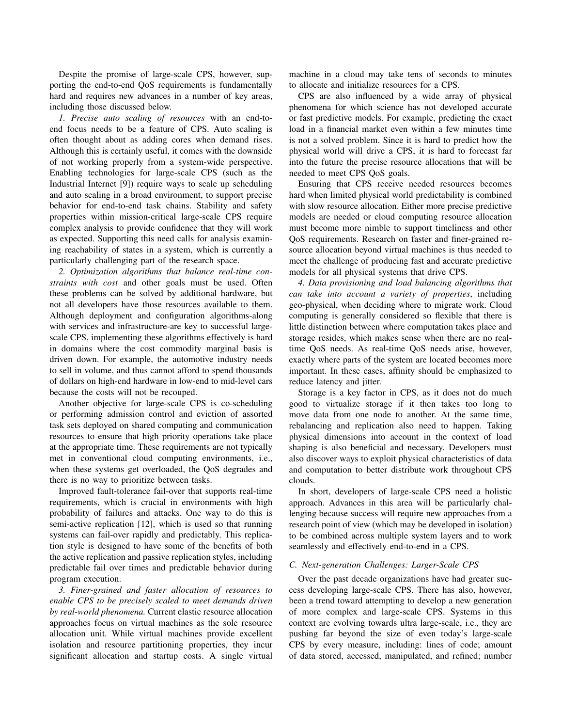Despite the promise of large-scale CPS, however, supporting the end-to-end QoS requirements is fundamentally hard and requires new advances in a number of key areas, including those discussed below.

*1. Precise auto scaling of resources* with an end-to-end focus needs to be a feature of CPS. Auto scaling is often thought about as adding cores when demand rises. Although this is certainly useful, it comes with the downside of not working properly from a system-wide perspective. Enabling technologies for large-scale CPS (such as the Industrial Internet [9]) require ways to scale up scheduling and auto scaling in a broad environment, to support precise behavior for end-to-end task chains. Stability and safety properties within mission-critical large-scale CPS require complex analysis to provide confidence that they will work as expected. Supporting this need calls for analysis examining reachability of states in a system, which is currently a particularly challenging part of the research space.

*2. Optimization algorithms that balance real-time constraints with cost* and other goals must be used. Often these problems can be solved by additional hardware, but not all developers have those resources available to them. Although deployment and configuration algorithms-along with services and infrastructure-are key to successful large-scale CPS, implementing these algorithms effectively is hard in domains where the cost commodity marginal basis is driven down. For example, the automotive industry needs to sell in volume, and thus cannot afford to spend thousands of dollars on high-end hardware in low-end to mid-level cars because the costs will not be recouped.

Another objective for large-scale CPS is co-scheduling or performing admission control and eviction of assorted task sets deployed on shared computing and communication resources to ensure that high priority operations take place at the appropriate time. These requirements are not typically met in conventional cloud computing environments, i.e., when these systems get overloaded, the QoS degrades and there is no way to prioritize between tasks.

Improved fault-tolerance fail-over that supports real-time requirements, which is crucial in environments with high probability of failures and attacks. One way to do this is semi-active replication [12], which is used so that running systems can fail-over rapidly and predictably. This replication style is designed to have some of the benefits of both the active replication and passive replication styles, including predictable fail over times and predictable behavior during program execution.

*3. Finer-grained and faster allocation of resources to enable CPS to be precisely scaled to meet demands driven by real-world phenomena.* Current elastic resource allocation approaches focus on virtual machines as the sole resource allocation unit. While virtual machines provide excellent isolation and resource partitioning properties, they incur significant allocation and startup costs. A single virtual machine in a cloud may take tens of seconds to minutes to allocate and initialize resources for a CPS.

CPS are also influenced by a wide array of physical phenomena for which science has not developed accurate or fast predictive models. For example, predicting the exact load in a financial market even within a few minutes time is not a solved problem. Since it is hard to predict how the physical world will drive a CPS, it is hard to forecast far into the future the precise resource allocations that will be needed to meet CPS QoS goals.

Ensuring that CPS receive needed resources becomes hard when limited physical world predictability is combined with slow resource allocation. Either more precise predictive models are needed or cloud computing resource allocation must become more nimble to support timeliness and other QoS requirements. Research on faster and finer-grained resource allocation beyond virtual machines is thus needed to meet the challenge of producing fast and accurate predictive models for all physical systems that drive CPS.

*4. Data provisioning and load balancing algorithms that can take into account a variety of properties*, including geo-physical, when deciding where to migrate work. Cloud computing is generally considered so flexible that there is little distinction between where computation takes place and storage resides, which makes sense when there are no real-time QoS needs. As real-time QoS needs arise, however, exactly where parts of the system are located becomes more important. In these cases, affinity should be emphasized to reduce latency and jitter.

Storage is a key factor in CPS, as it does not do much good to virtualize storage if it then takes too long to move data from one node to another. At the same time, rebalancing and replication also need to happen. Taking physical dimensions into account in the context of load shaping is also beneficial and necessary. Developers must also discover ways to exploit physical characteristics of data and computation to better distribute work throughout CPS clouds.

In short, developers of large-scale CPS need a holistic approach. Advances in this area will be particularly challenging because success will require new approaches from a research point of view (which may be developed in isolation) to be combined across multiple system layers and to work seamlessly and effectively end-to-end in a CPS.

### C. Next-generation Challenges: Larger-Scale CPS

Over the past decade organizations have had greater success developing large-scale CPS. There has also, however, been a trend toward attempting to develop a new generation of more complex and large-scale CPS. Systems in this context are evolving towards ultra large-scale, i.e., they are pushing far beyond the size of even today's large-scale CPS by every measure, including: lines of code; amount of data stored, accessed, manipulated, and refined; number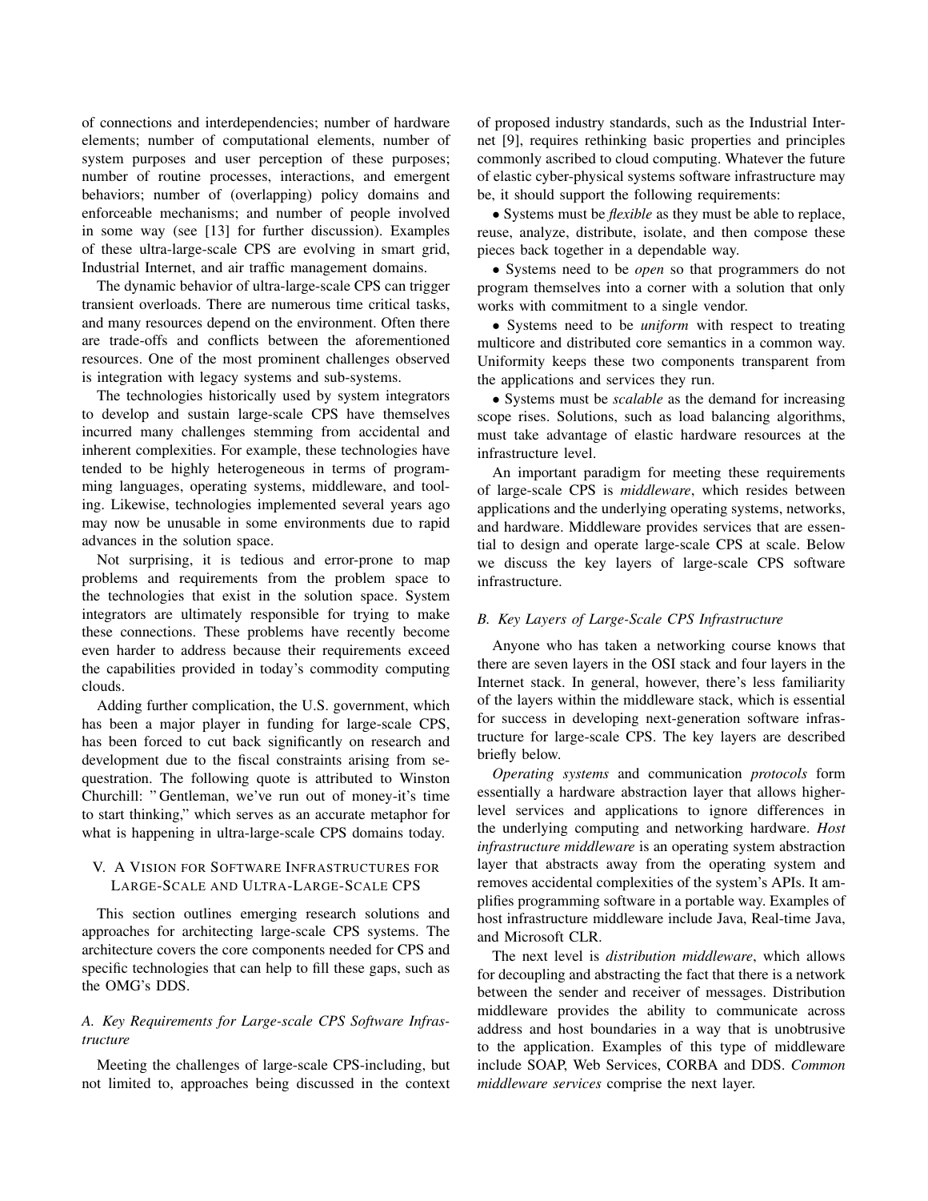of connections and interdependencies; number of hardware elements; number of computational elements, number of system purposes and user perception of these purposes; number of routine processes, interactions, and emergent behaviors; number of (overlapping) policy domains and enforceable mechanisms; and number of people involved in some way (see [13] for further discussion). Examples of these ultra-large-scale CPS are evolving in smart grid, Industrial Internet, and air traffic management domains.

The dynamic behavior of ultra-large-scale CPS can trigger transient overloads. There are numerous time critical tasks, and many resources depend on the environment. Often there are trade-offs and conflicts between the aforementioned resources. One of the most prominent challenges observed is integration with legacy systems and sub-systems.

The technologies historically used by system integrators to develop and sustain large-scale CPS have themselves incurred many challenges stemming from accidental and inherent complexities. For example, these technologies have tended to be highly heterogeneous in terms of programming languages, operating systems, middleware, and tooling. Likewise, technologies implemented several years ago may now be unusable in some environments due to rapid advances in the solution space.

Not surprising, it is tedious and error-prone to map problems and requirements from the problem space to the technologies that exist in the solution space. System integrators are ultimately responsible for trying to make these connections. These problems have recently become even harder to address because their requirements exceed the capabilities provided in today's commodity computing clouds.

Adding further complication, the U.S. government, which has been a major player in funding for large-scale CPS, has been forced to cut back significantly on research and development due to the fiscal constraints arising from sequestration. The following quote is attributed to Winston Churchill: "Gentleman, we've run out of money-it's time to start thinking," which serves as an accurate metaphor for what is happening in ultra-large-scale CPS domains today.

## V. A Vision for Software Infrastructures for Large-Scale and Ultra-Large-Scale CPS

This section outlines emerging research solutions and approaches for architecting large-scale CPS systems. The architecture covers the core components needed for CPS and specific technologies that can help to fill these gaps, such as the OMG's DDS.

### A. Key Requirements for Large-scale CPS Software Infrastructure

Meeting the challenges of large-scale CPS-including, but not limited to, approaches being discussed in the context of proposed industry standards, such as the Industrial Internet [9], requires rethinking basic properties and principles commonly ascribed to cloud computing. Whatever the future of elastic cyber-physical systems software infrastructure may be, it should support the following requirements:

- Systems must be *flexible* as they must be able to replace, reuse, analyze, distribute, isolate, and then compose these pieces back together in a dependable way.
- Systems need to be *open* so that programmers do not program themselves into a corner with a solution that only works with commitment to a single vendor.
- Systems need to be *uniform* with respect to treating multicore and distributed core semantics in a common way. Uniformity keeps these two components transparent from the applications and services they run.
- Systems must be *scalable* as the demand for increasing scope rises. Solutions, such as load balancing algorithms, must take advantage of elastic hardware resources at the infrastructure level.

An important paradigm for meeting these requirements of large-scale CPS is *middleware*, which resides between applications and the underlying operating systems, networks, and hardware. Middleware provides services that are essential to design and operate large-scale CPS at scale. Below we discuss the key layers of large-scale CPS software infrastructure.

### B. Key Layers of Large-Scale CPS Infrastructure

Anyone who has taken a networking course knows that there are seven layers in the OSI stack and four layers in the Internet stack. In general, however, there's less familiarity of the layers within the middleware stack, which is essential for success in developing next-generation software infrastructure for large-scale CPS. The key layers are described briefly below.

*Operating systems* and communication *protocols* form essentially a hardware abstraction layer that allows higher-level services and applications to ignore differences in the underlying computing and networking hardware. *Host infrastructure middleware* is an operating system abstraction layer that abstracts away from the operating system and removes accidental complexities of the system's APIs. It amplifies programming software in a portable way. Examples of host infrastructure middleware include Java, Real-time Java, and Microsoft CLR.

The next level is *distribution middleware*, which allows for decoupling and abstracting the fact that there is a network between the sender and receiver of messages. Distribution middleware provides the ability to communicate across address and host boundaries in a way that is unobtrusive to the application. Examples of this type of middleware include SOAP, Web Services, CORBA and DDS. *Common middleware services* comprise the next layer.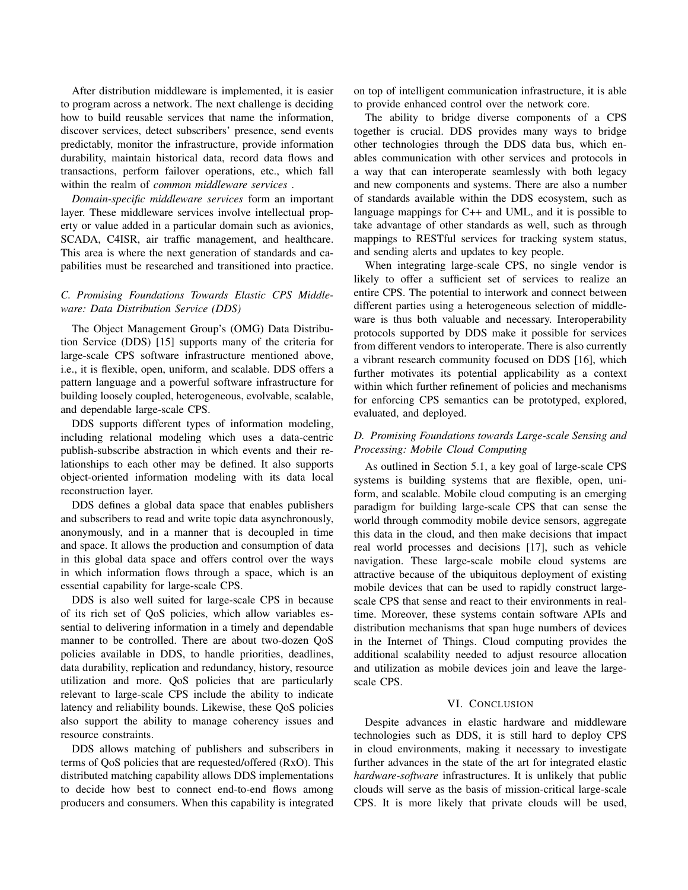After distribution middleware is implemented, it is easier to program across a network. The next challenge is deciding how to build reusable services that name the information, discover services, detect subscribers' presence, send events predictably, monitor the infrastructure, provide information durability, maintain historical data, record data flows and transactions, perform failover operations, etc., which fall within the realm of *common middleware services* .

*Domain-specific middleware services* form an important layer. These middleware services involve intellectual property or value added in a particular domain such as avionics, SCADA, C4ISR, air traffic management, and healthcare. This area is where the next generation of standards and capabilities must be researched and transitioned into practice.

### C. Promising Foundations Towards Elastic CPS Middleware: Data Distribution Service (DDS)

The Object Management Group's (OMG) Data Distribution Service (DDS) [15] supports many of the criteria for large-scale CPS software infrastructure mentioned above, i.e., it is flexible, open, uniform, and scalable. DDS offers a pattern language and a powerful software infrastructure for building loosely coupled, heterogeneous, evolvable, scalable, and dependable large-scale CPS.

DDS supports different types of information modeling, including relational modeling which uses a data-centric publish-subscribe abstraction in which events and their relationships to each other may be defined. It also supports object-oriented information modeling with its data local reconstruction layer.

DDS defines a global data space that enables publishers and subscribers to read and write topic data asynchronously, anonymously, and in a manner that is decoupled in time and space. It allows the production and consumption of data in this global data space and offers control over the ways in which information flows through a space, which is an essential capability for large-scale CPS.

DDS is also well suited for large-scale CPS in because of its rich set of QoS policies, which allow variables essential to delivering information in a timely and dependable manner to be controlled. There are about two-dozen QoS policies available in DDS, to handle priorities, deadlines, data durability, replication and redundancy, history, resource utilization and more. QoS policies that are particularly relevant to large-scale CPS include the ability to indicate latency and reliability bounds. Likewise, these QoS policies also support the ability to manage coherency issues and resource constraints.

DDS allows matching of publishers and subscribers in terms of QoS policies that are requested/offered (RxO). This distributed matching capability allows DDS implementations to decide how best to connect end-to-end flows among producers and consumers. When this capability is integrated on top of intelligent communication infrastructure, it is able to provide enhanced control over the network core.

The ability to bridge diverse components of a CPS together is crucial. DDS provides many ways to bridge other technologies through the DDS data bus, which enables communication with other services and protocols in a way that can interoperate seamlessly with both legacy and new components and systems. There are also a number of standards available within the DDS ecosystem, such as language mappings for C++ and UML, and it is possible to take advantage of other standards as well, such as through mappings to RESTful services for tracking system status, and sending alerts and updates to key people.

When integrating large-scale CPS, no single vendor is likely to offer a sufficient set of services to realize an entire CPS. The potential to interwork and connect between different parties using a heterogeneous selection of middleware is thus both valuable and necessary. Interoperability protocols supported by DDS make it possible for services from different vendors to interoperate. There is also currently a vibrant research community focused on DDS [16], which further motivates its potential applicability as a context within which further refinement of policies and mechanisms for enforcing CPS semantics can be prototyped, explored, evaluated, and deployed.

### D. Promising Foundations towards Large-scale Sensing and Processing: Mobile Cloud Computing

As outlined in Section 5.1, a key goal of large-scale CPS systems is building systems that are flexible, open, uniform, and scalable. Mobile cloud computing is an emerging paradigm for building large-scale CPS that can sense the world through commodity mobile device sensors, aggregate this data in the cloud, and then make decisions that impact real world processes and decisions [17], such as vehicle navigation. These large-scale mobile cloud systems are attractive because of the ubiquitous deployment of existing mobile devices that can be used to rapidly construct large-scale CPS that sense and react to their environments in real-time. Moreover, these systems contain software APIs and distribution mechanisms that span huge numbers of devices in the Internet of Things. Cloud computing provides the additional scalability needed to adjust resource allocation and utilization as mobile devices join and leave the large-scale CPS.

## VI. Conclusion

Despite advances in elastic hardware and middleware technologies such as DDS, it is still hard to deploy CPS in cloud environments, making it necessary to investigate further advances in the state of the art for integrated elastic *hardware-software* infrastructures. It is unlikely that public clouds will serve as the basis of mission-critical large-scale CPS. It is more likely that private clouds will be used,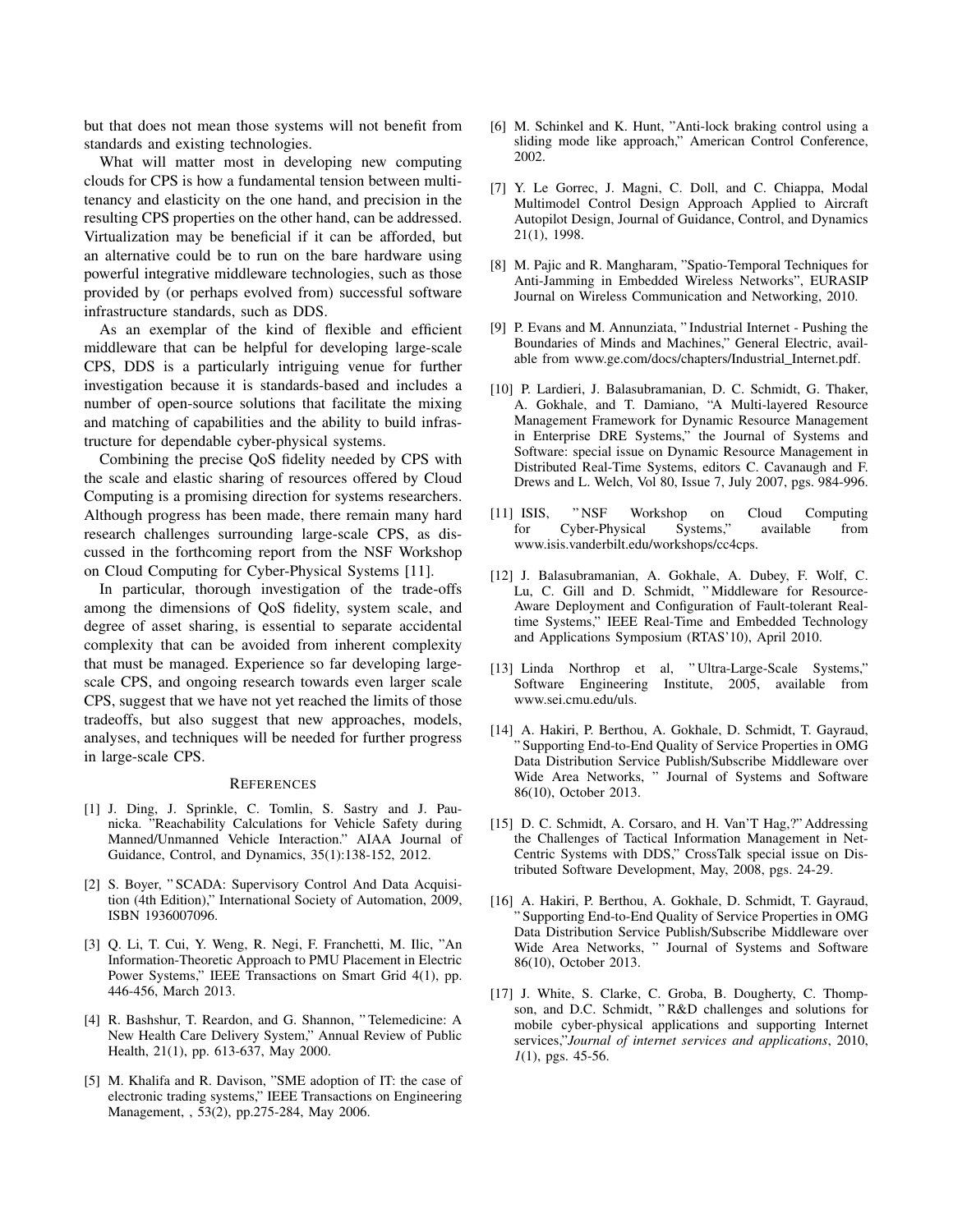but that does not mean those systems will not benefit from standards and existing technologies.

What will matter most in developing new computing clouds for CPS is how a fundamental tension between multi-tenancy and elasticity on the one hand, and precision in the resulting CPS properties on the other hand, can be addressed. Virtualization may be beneficial if it can be afforded, but an alternative could be to run on the bare hardware using powerful integrative middleware technologies, such as those provided by (or perhaps evolved from) successful software infrastructure standards, such as DDS.

As an exemplar of the kind of flexible and efficient middleware that can be helpful for developing large-scale CPS, DDS is a particularly intriguing venue for further investigation because it is standards-based and includes a number of open-source solutions that facilitate the mixing and matching of capabilities and the ability to build infrastructure for dependable cyber-physical systems.

Combining the precise QoS fidelity needed by CPS with the scale and elastic sharing of resources offered by Cloud Computing is a promising direction for systems researchers. Although progress has been made, there remain many hard research challenges surrounding large-scale CPS, as discussed in the forthcoming report from the NSF Workshop on Cloud Computing for Cyber-Physical Systems [11].

In particular, thorough investigation of the trade-offs among the dimensions of QoS fidelity, system scale, and degree of asset sharing, is essential to separate accidental complexity that can be avoided from inherent complexity that must be managed. Experience so far developing large-scale CPS, and ongoing research towards even larger scale CPS, suggest that we have not yet reached the limits of those tradeoffs, but also suggest that new approaches, models, analyses, and techniques will be needed for further progress in large-scale CPS.

## References

[1] J. Ding, J. Sprinkle, C. Tomlin, S. Sastry and J. Paunicka. "Reachability Calculations for Vehicle Safety during Manned/Unmanned Vehicle Interaction." AIAA Journal of Guidance, Control, and Dynamics, 35(1):138-152, 2012.

[2] S. Boyer, " SCADA: Supervisory Control And Data Acquisition (4th Edition)," International Society of Automation, 2009, ISBN 1936007096.

[3] Q. Li, T. Cui, Y. Weng, R. Negi, F. Franchetti, M. Ilic, "An Information-Theoretic Approach to PMU Placement in Electric Power Systems," IEEE Transactions on Smart Grid 4(1), pp. 446-456, March 2013.

[4] R. Bashshur, T. Reardon, and G. Shannon, " Telemedicine: A New Health Care Delivery System," Annual Review of Public Health, 21(1), pp. 613-637, May 2000.

[5] M. Khalifa and R. Davison, "SME adoption of IT: the case of electronic trading systems," IEEE Transactions on Engineering Management, , 53(2), pp.275-284, May 2006.

[6] M. Schinkel and K. Hunt, "Anti-lock braking control using a sliding mode like approach," American Control Conference, 2002.

[7] Y. Le Gorrec, J. Magni, C. Doll, and C. Chiappa, Modal Multimodel Control Design Approach Applied to Aircraft Autopilot Design, Journal of Guidance, Control, and Dynamics 21(1), 1998.

[8] M. Pajic and R. Mangharam, "Spatio-Temporal Techniques for Anti-Jamming in Embedded Wireless Networks", EURASIP Journal on Wireless Communication and Networking, 2010.

[9] P. Evans and M. Annunziata, " Industrial Internet - Pushing the Boundaries of Minds and Machines," General Electric, available from www.ge.com/docs/chapters/Industrial_Internet.pdf.

[10] P. Lardieri, J. Balasubramanian, D. C. Schmidt, G. Thaker, A. Gokhale, and T. Damiano, "A Multi-layered Resource Management Framework for Dynamic Resource Management in Enterprise DRE Systems," the Journal of Systems and Software: special issue on Dynamic Resource Management in Distributed Real-Time Systems, editors C. Cavanaugh and F. Drews and L. Welch, Vol 80, Issue 7, July 2007, pgs. 984-996.

[11] ISIS, " NSF Workshop on Cloud Computing for Cyber-Physical Systems," available from www.isis.vanderbilt.edu/workshops/cc4cps.

[12] J. Balasubramanian, A. Gokhale, A. Dubey, F. Wolf, C. Lu, C. Gill and D. Schmidt, " Middleware for Resource-Aware Deployment and Configuration of Fault-tolerant Real-time Systems," IEEE Real-Time and Embedded Technology and Applications Symposium (RTAS'10), April 2010.

[13] Linda Northrop et al, " Ultra-Large-Scale Systems," Software Engineering Institute, 2005, available from www.sei.cmu.edu/uls.

[14] A. Hakiri, P. Berthou, A. Gokhale, D. Schmidt, T. Gayraud, " Supporting End-to-End Quality of Service Properties in OMG Data Distribution Service Publish/Subscribe Middleware over Wide Area Networks, " Journal of Systems and Software 86(10), October 2013.

[15] D. C. Schmidt, A. Corsaro, and H. Van'T Hag,?" Addressing the Challenges of Tactical Information Management in Net-Centric Systems with DDS," CrossTalk special issue on Distributed Software Development, May, 2008, pgs. 24-29.

[16] A. Hakiri, P. Berthou, A. Gokhale, D. Schmidt, T. Gayraud, " Supporting End-to-End Quality of Service Properties in OMG Data Distribution Service Publish/Subscribe Middleware over Wide Area Networks, " Journal of Systems and Software 86(10), October 2013.

[17] J. White, S. Clarke, C. Groba, B. Dougherty, C. Thompson, and D.C. Schmidt, " R&D challenges and solutions for mobile cyber-physical applications and supporting Internet services,"*Journal of internet services and applications*, 2010, *1*(1), pgs. 45-56.